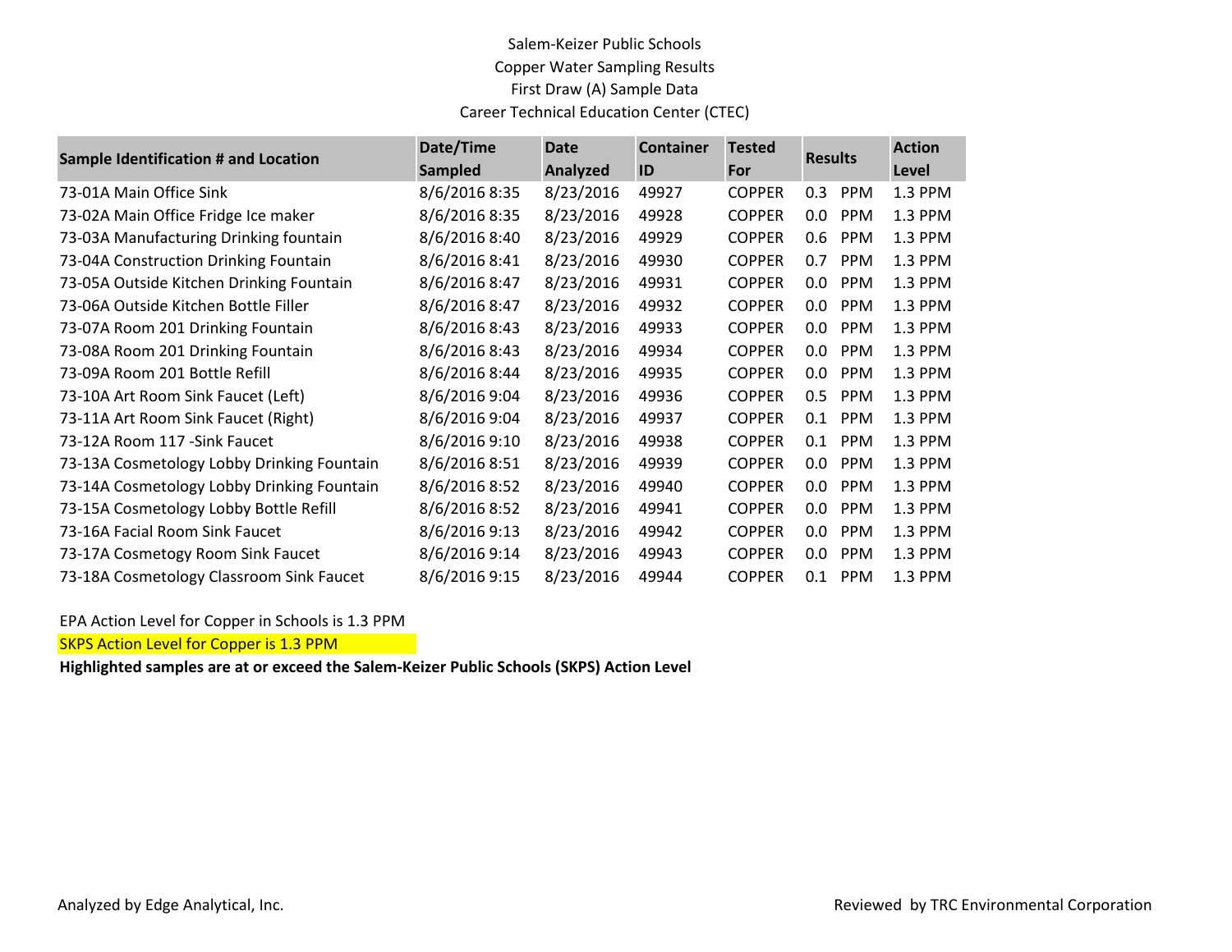Salem-Keizer Public Schools
Copper Water Sampling Results
First Draw (A) Sample Data
Career Technical Education Center (CTEC)

| Sample Identification # and Location | Date/Time Sampled | Date Analyzed | Container ID | Tested For | Results | | Action Level |
|---|---|---|---|---|---|---|---|
| 73-01A Main Office Sink | 8/6/2016 8:35 | 8/23/2016 | 49927 | COPPER | 0.3 | PPM | 1.3 PPM |
| 73-02A Main Office Fridge Ice maker | 8/6/2016 8:35 | 8/23/2016 | 49928 | COPPER | 0.0 | PPM | 1.3 PPM |
| 73-03A Manufacturing Drinking fountain | 8/6/2016 8:40 | 8/23/2016 | 49929 | COPPER | 0.6 | PPM | 1.3 PPM |
| 73-04A Construction Drinking Fountain | 8/6/2016 8:41 | 8/23/2016 | 49930 | COPPER | 0.7 | PPM | 1.3 PPM |
| 73-05A Outside Kitchen Drinking Fountain | 8/6/2016 8:47 | 8/23/2016 | 49931 | COPPER | 0.0 | PPM | 1.3 PPM |
| 73-06A Outside Kitchen Bottle Filler | 8/6/2016 8:47 | 8/23/2016 | 49932 | COPPER | 0.0 | PPM | 1.3 PPM |
| 73-07A Room 201 Drinking Fountain | 8/6/2016 8:43 | 8/23/2016 | 49933 | COPPER | 0.0 | PPM | 1.3 PPM |
| 73-08A Room 201 Drinking Fountain | 8/6/2016 8:43 | 8/23/2016 | 49934 | COPPER | 0.0 | PPM | 1.3 PPM |
| 73-09A Room 201 Bottle Refill | 8/6/2016 8:44 | 8/23/2016 | 49935 | COPPER | 0.0 | PPM | 1.3 PPM |
| 73-10A Art Room Sink Faucet (Left) | 8/6/2016 9:04 | 8/23/2016 | 49936 | COPPER | 0.5 | PPM | 1.3 PPM |
| 73-11A Art Room Sink Faucet (Right) | 8/6/2016 9:04 | 8/23/2016 | 49937 | COPPER | 0.1 | PPM | 1.3 PPM |
| 73-12A Room 117 -Sink Faucet | 8/6/2016 9:10 | 8/23/2016 | 49938 | COPPER | 0.1 | PPM | 1.3 PPM |
| 73-13A Cosmetology Lobby Drinking Fountain | 8/6/2016 8:51 | 8/23/2016 | 49939 | COPPER | 0.0 | PPM | 1.3 PPM |
| 73-14A Cosmetology Lobby Drinking Fountain | 8/6/2016 8:52 | 8/23/2016 | 49940 | COPPER | 0.0 | PPM | 1.3 PPM |
| 73-15A Cosmetology Lobby Bottle Refill | 8/6/2016 8:52 | 8/23/2016 | 49941 | COPPER | 0.0 | PPM | 1.3 PPM |
| 73-16A Facial Room Sink Faucet | 8/6/2016 9:13 | 8/23/2016 | 49942 | COPPER | 0.0 | PPM | 1.3 PPM |
| 73-17A Cosmetogy Room Sink Faucet | 8/6/2016 9:14 | 8/23/2016 | 49943 | COPPER | 0.0 | PPM | 1.3 PPM |
| 73-18A Cosmetology Classroom Sink Faucet | 8/6/2016 9:15 | 8/23/2016 | 49944 | COPPER | 0.1 | PPM | 1.3 PPM |

EPA Action Level for Copper in Schools is 1.3 PPM

SKPS Action Level for Copper is 1.3 PPM

**Highlighted samples are at or exceed the Salem-Keizer Public Schools (SKPS) Action Level**

Analyzed by Edge Analytical, Inc.

Reviewed by TRC Environmental Corporation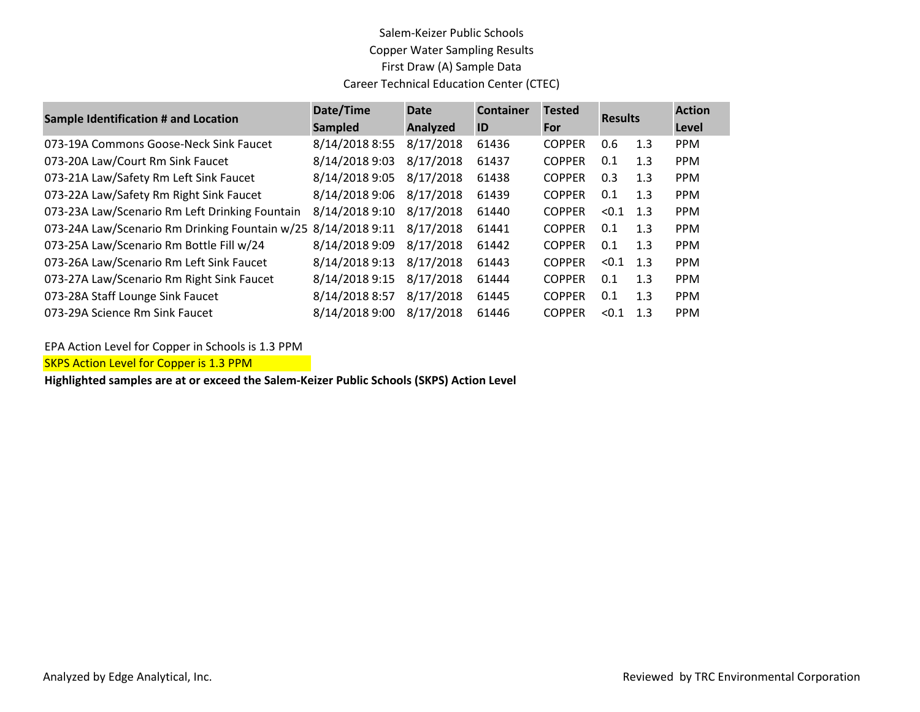Salem-Keizer Public Schools

Copper Water Sampling Results

First Draw (A) Sample Data

Career Technical Education Center (CTEC)

| Sample Identification # and Location | Date/Time Sampled | Date Analyzed | Container ID | Tested For | Results | | Action Level |
|---|---|---|---|---|---|---|---|
| 073-19A Commons Goose-Neck Sink Faucet | 8/14/2018 8:55 | 8/17/2018 | 61436 | COPPER | 0.6 | 1.3 | PPM |
| 073-20A Law/Court Rm Sink Faucet | 8/14/2018 9:03 | 8/17/2018 | 61437 | COPPER | 0.1 | 1.3 | PPM |
| 073-21A Law/Safety Rm Left Sink Faucet | 8/14/2018 9:05 | 8/17/2018 | 61438 | COPPER | 0.3 | 1.3 | PPM |
| 073-22A Law/Safety Rm Right Sink Faucet | 8/14/2018 9:06 | 8/17/2018 | 61439 | COPPER | 0.1 | 1.3 | PPM |
| 073-23A Law/Scenario Rm Left Drinking Fountain | 8/14/2018 9:10 | 8/17/2018 | 61440 | COPPER | <0.1 | 1.3 | PPM |
| 073-24A Law/Scenario Rm Drinking Fountain w/25 | 8/14/2018 9:11 | 8/17/2018 | 61441 | COPPER | 0.1 | 1.3 | PPM |
| 073-25A Law/Scenario Rm Bottle Fill w/24 | 8/14/2018 9:09 | 8/17/2018 | 61442 | COPPER | 0.1 | 1.3 | PPM |
| 073-26A Law/Scenario Rm Left Sink Faucet | 8/14/2018 9:13 | 8/17/2018 | 61443 | COPPER | <0.1 | 1.3 | PPM |
| 073-27A Law/Scenario Rm Right Sink Faucet | 8/14/2018 9:15 | 8/17/2018 | 61444 | COPPER | 0.1 | 1.3 | PPM |
| 073-28A Staff Lounge Sink Faucet | 8/14/2018 8:57 | 8/17/2018 | 61445 | COPPER | 0.1 | 1.3 | PPM |
| 073-29A Science Rm Sink Faucet | 8/14/2018 9:00 | 8/17/2018 | 61446 | COPPER | <0.1 | 1.3 | PPM |

EPA Action Level for Copper in Schools is 1.3 PPM

SKPS Action Level for Copper is 1.3 PPM

**Highlighted samples are at or exceed the Salem-Keizer Public Schools (SKPS) Action Level**

Analyzed by Edge Analytical, Inc.

Reviewed by TRC Environmental Corporation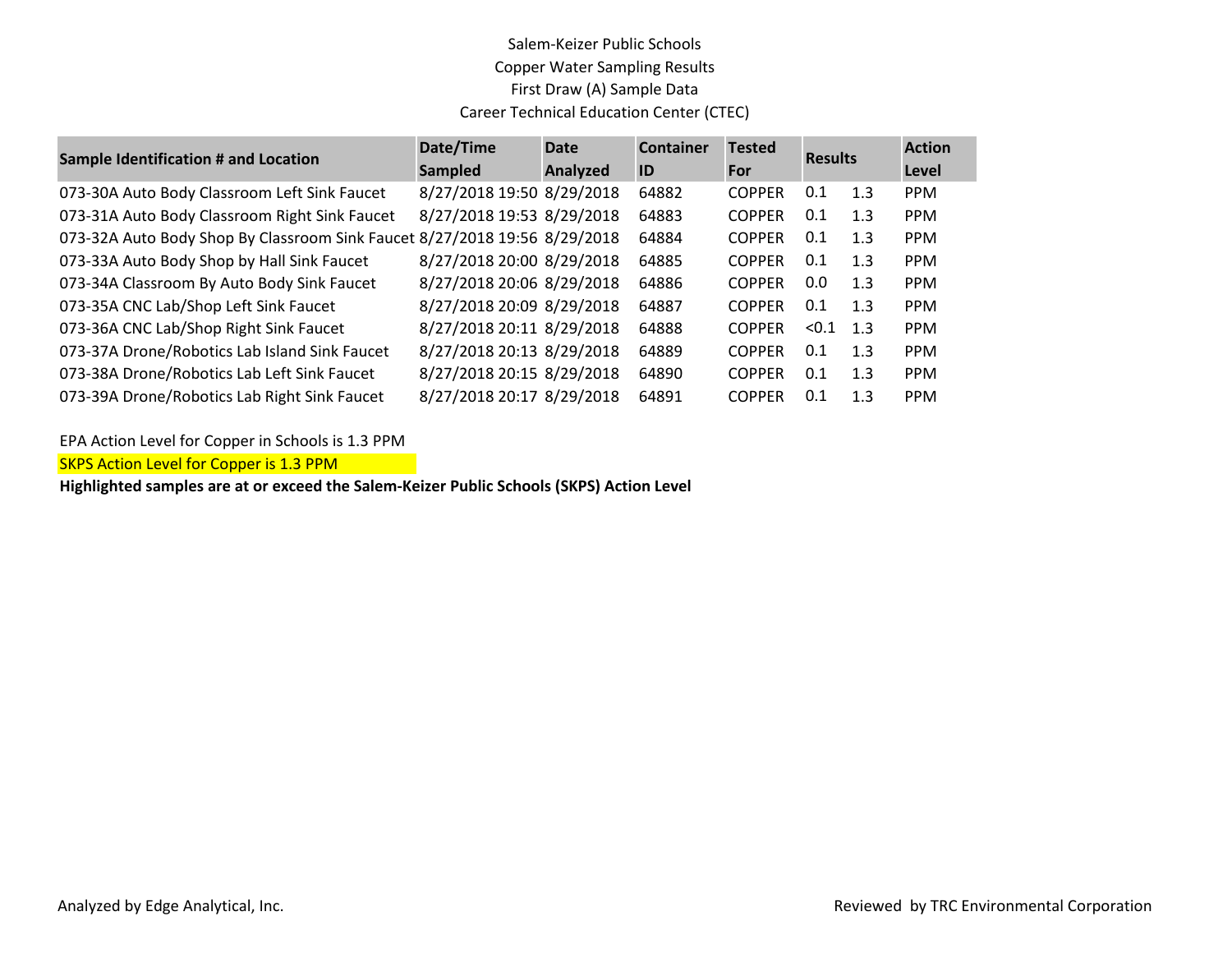Salem-Keizer Public Schools

Copper Water Sampling Results

First Draw (A) Sample Data

Career Technical Education Center (CTEC)

| Sample Identification # and Location | Date/Time Sampled | Date Analyzed | Container ID | Tested For | Results | | Action Level |
|---|---|---|---|---|---|---|---|
| 073-30A Auto Body Classroom Left Sink Faucet | 8/27/2018 19:50 | 8/29/2018 | 64882 | COPPER | 0.1 | 1.3 | PPM |
| 073-31A Auto Body Classroom Right Sink Faucet | 8/27/2018 19:53 | 8/29/2018 | 64883 | COPPER | 0.1 | 1.3 | PPM |
| 073-32A Auto Body Shop By Classroom Sink Faucet | 8/27/2018 19:56 | 8/29/2018 | 64884 | COPPER | 0.1 | 1.3 | PPM |
| 073-33A Auto Body Shop by Hall Sink Faucet | 8/27/2018 20:00 | 8/29/2018 | 64885 | COPPER | 0.1 | 1.3 | PPM |
| 073-34A Classroom By Auto Body Sink Faucet | 8/27/2018 20:06 | 8/29/2018 | 64886 | COPPER | 0.0 | 1.3 | PPM |
| 073-35A CNC Lab/Shop Left Sink Faucet | 8/27/2018 20:09 | 8/29/2018 | 64887 | COPPER | 0.1 | 1.3 | PPM |
| 073-36A CNC Lab/Shop Right Sink Faucet | 8/27/2018 20:11 | 8/29/2018 | 64888 | COPPER | <0.1 | 1.3 | PPM |
| 073-37A Drone/Robotics Lab Island Sink Faucet | 8/27/2018 20:13 | 8/29/2018 | 64889 | COPPER | 0.1 | 1.3 | PPM |
| 073-38A Drone/Robotics Lab Left Sink Faucet | 8/27/2018 20:15 | 8/29/2018 | 64890 | COPPER | 0.1 | 1.3 | PPM |
| 073-39A Drone/Robotics Lab Right Sink Faucet | 8/27/2018 20:17 | 8/29/2018 | 64891 | COPPER | 0.1 | 1.3 | PPM |

EPA Action Level for Copper in Schools is 1.3 PPM

SKPS Action Level for Copper is 1.3 PPM

**Highlighted samples are at or exceed the Salem-Keizer Public Schools (SKPS) Action Level**

Analyzed by Edge Analytical, Inc.

Reviewed by TRC Environmental Corporation